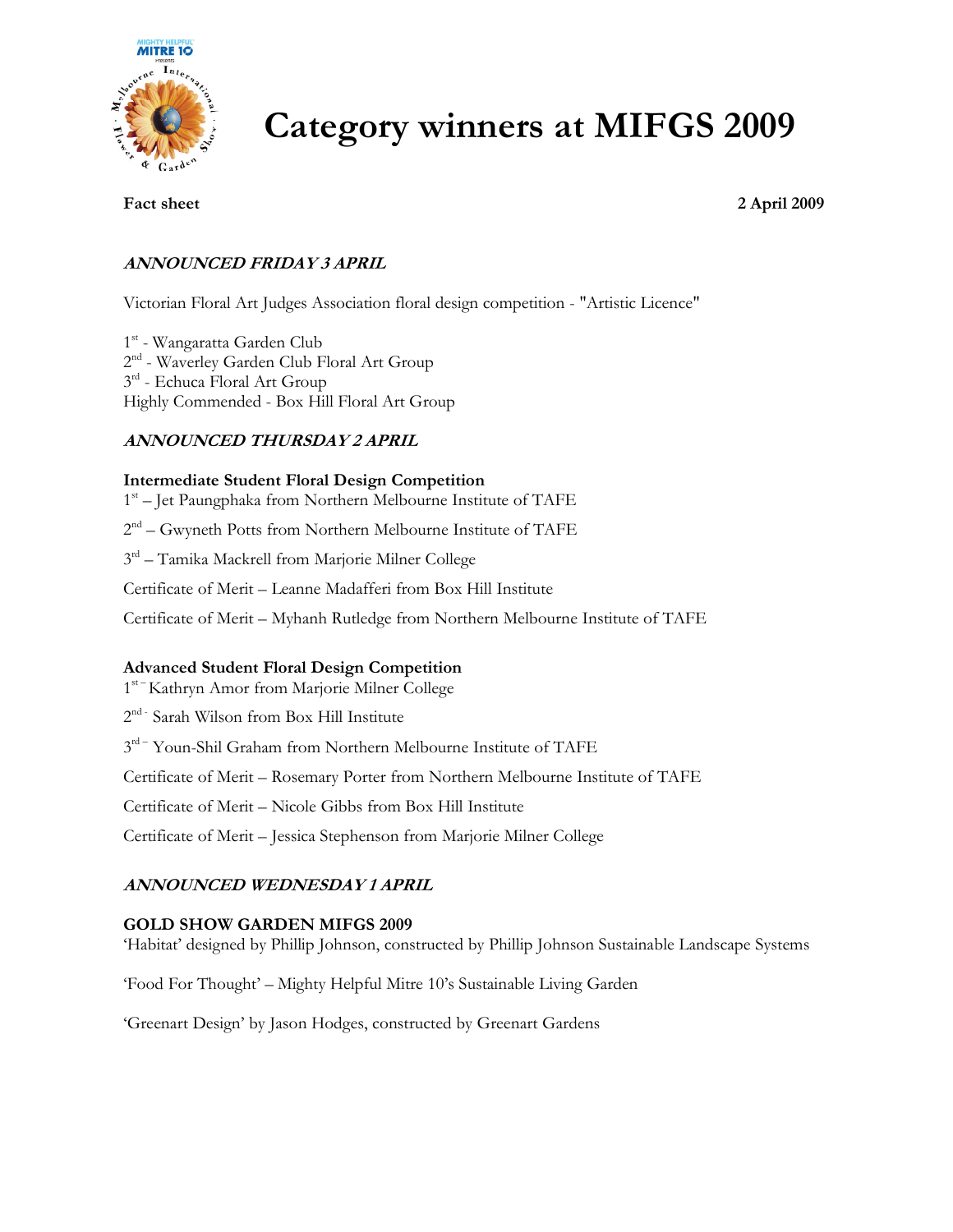# Category winners at MIFGS 2009

**Fact sheet** **2 April 2009**

***ANNOUNCED FRIDAY 3 APRIL***

Victorian Floral Art Judges Association floral design competition - "Artistic Licence"

1st - Wangaratta Garden Club
2nd - Waverley Garden Club Floral Art Group
3rd - Echuca Floral Art Group
Highly Commended - Box Hill Floral Art Group

***ANNOUNCED THURSDAY 2 APRIL***

**Intermediate Student Floral Design Competition**

1st – Jet Paungphaka from Northern Melbourne Institute of TAFE

2nd – Gwyneth Potts from Northern Melbourne Institute of TAFE

3rd – Tamika Mackrell from Marjorie Milner College

Certificate of Merit – Leanne Madafferi from Box Hill Institute

Certificate of Merit – Myhanh Rutledge from Northern Melbourne Institute of TAFE

**Advanced Student Floral Design Competition**

1st – Kathryn Amor from Marjorie Milner College

2nd - Sarah Wilson from Box Hill Institute

3rd – Youn-Shil Graham from Northern Melbourne Institute of TAFE

Certificate of Merit – Rosemary Porter from Northern Melbourne Institute of TAFE

Certificate of Merit – Nicole Gibbs from Box Hill Institute

Certificate of Merit – Jessica Stephenson from Marjorie Milner College

***ANNOUNCED WEDNESDAY 1 APRIL***

**GOLD SHOW GARDEN MIFGS 2009**

'Habitat' designed by Phillip Johnson, constructed by Phillip Johnson Sustainable Landscape Systems

'Food For Thought' – Mighty Helpful Mitre 10's Sustainable Living Garden

'Greenart Design' by Jason Hodges, constructed by Greenart Gardens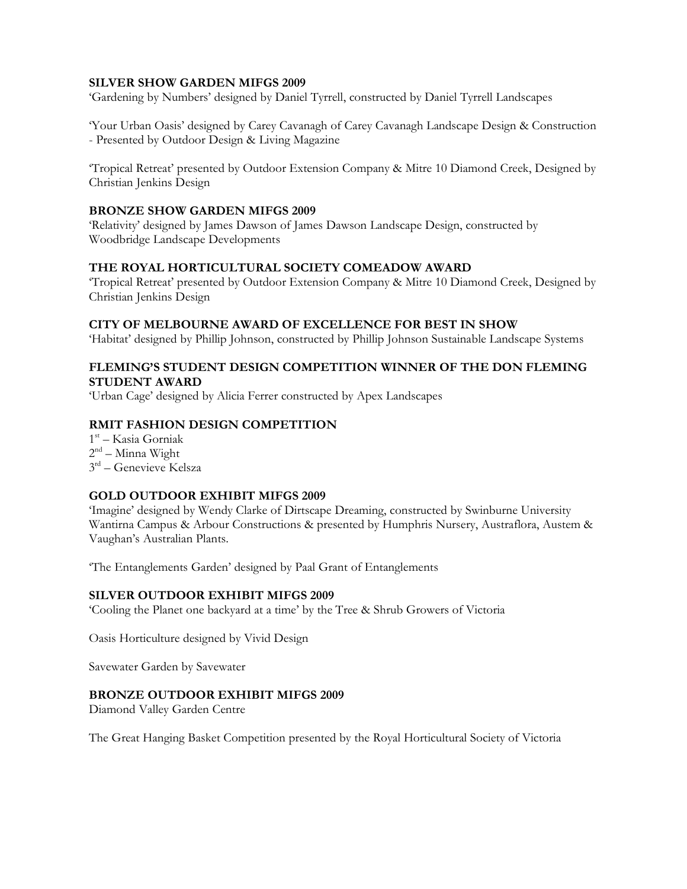**SILVER SHOW GARDEN MIFGS 2009**

'Gardening by Numbers' designed by Daniel Tyrrell, constructed by Daniel Tyrrell Landscapes

'Your Urban Oasis' designed by Carey Cavanagh of Carey Cavanagh Landscape Design & Construction - Presented by Outdoor Design & Living Magazine

'Tropical Retreat' presented by Outdoor Extension Company & Mitre 10 Diamond Creek, Designed by Christian Jenkins Design

**BRONZE SHOW GARDEN MIFGS 2009**

'Relativity' designed by James Dawson of James Dawson Landscape Design, constructed by Woodbridge Landscape Developments

**THE ROYAL HORTICULTURAL SOCIETY COMEADOW AWARD**

'Tropical Retreat' presented by Outdoor Extension Company & Mitre 10 Diamond Creek, Designed by Christian Jenkins Design

**CITY OF MELBOURNE AWARD OF EXCELLENCE FOR BEST IN SHOW**

'Habitat' designed by Phillip Johnson, constructed by Phillip Johnson Sustainable Landscape Systems

**FLEMING'S STUDENT DESIGN COMPETITION WINNER OF THE DON FLEMING STUDENT AWARD**

'Urban Cage' designed by Alicia Ferrer constructed by Apex Landscapes

**RMIT FASHION DESIGN COMPETITION**

1st – Kasia Gorniak
2nd – Minna Wight
3rd – Genevieve Kelsza

**GOLD OUTDOOR EXHIBIT MIFGS 2009**

'Imagine' designed by Wendy Clarke of Dirtscape Dreaming, constructed by Swinburne University Wantirna Campus & Arbour Constructions & presented by Humphris Nursery, Austraflora, Austem & Vaughan's Australian Plants.

'The Entanglements Garden' designed by Paal Grant of Entanglements

**SILVER OUTDOOR EXHIBIT MIFGS 2009**

'Cooling the Planet one backyard at a time' by the Tree & Shrub Growers of Victoria

Oasis Horticulture designed by Vivid Design

Savewater Garden by Savewater

**BRONZE OUTDOOR EXHIBIT MIFGS 2009**

Diamond Valley Garden Centre

The Great Hanging Basket Competition presented by the Royal Horticultural Society of Victoria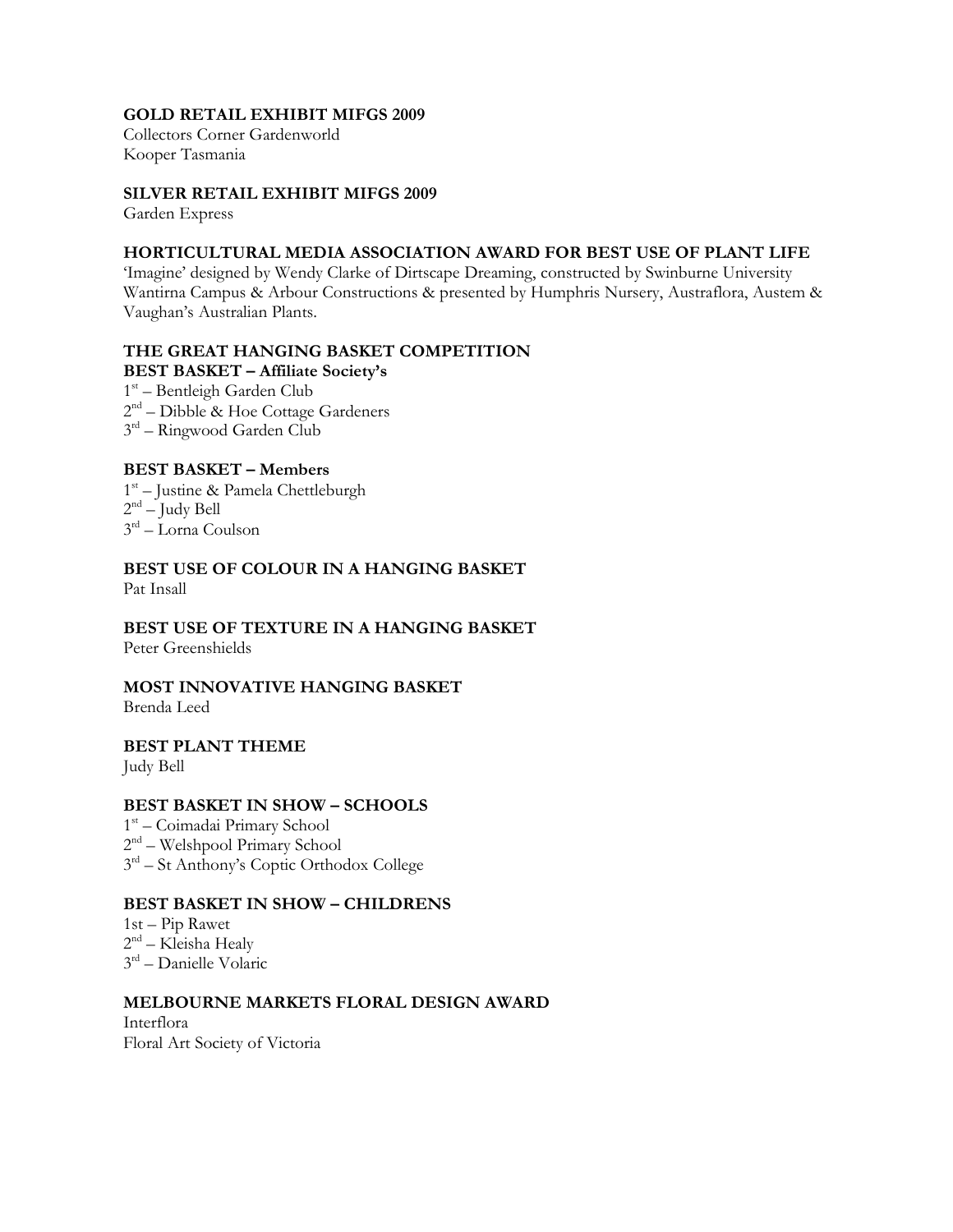**GOLD RETAIL EXHIBIT MIFGS 2009**
Collectors Corner Gardenworld
Kooper Tasmania

**SILVER RETAIL EXHIBIT MIFGS 2009**
Garden Express

**HORTICULTURAL MEDIA ASSOCIATION AWARD FOR BEST USE OF PLANT LIFE**
'Imagine' designed by Wendy Clarke of Dirtscape Dreaming, constructed by Swinburne University Wantirna Campus & Arbour Constructions & presented by Humphris Nursery, Austraflora, Austem & Vaughan's Australian Plants.

**THE GREAT HANGING BASKET COMPETITION**
**BEST BASKET – Affiliate Society's**
1st – Bentleigh Garden Club
2nd – Dibble & Hoe Cottage Gardeners
3rd – Ringwood Garden Club

**BEST BASKET – Members**
1st – Justine & Pamela Chettleburgh
2nd – Judy Bell
3rd – Lorna Coulson

**BEST USE OF COLOUR IN A HANGING BASKET**
Pat Insall

**BEST USE OF TEXTURE IN A HANGING BASKET**
Peter Greenshields

**MOST INNOVATIVE HANGING BASKET**
Brenda Leed

**BEST PLANT THEME**
Judy Bell

**BEST BASKET IN SHOW – SCHOOLS**
1st – Coimadai Primary School
2nd – Welshpool Primary School
3rd – St Anthony's Coptic Orthodox College

**BEST BASKET IN SHOW – CHILDRENS**
1st – Pip Rawet
2nd – Kleisha Healy
3rd – Danielle Volaric

**MELBOURNE MARKETS FLORAL DESIGN AWARD**
Interflora
Floral Art Society of Victoria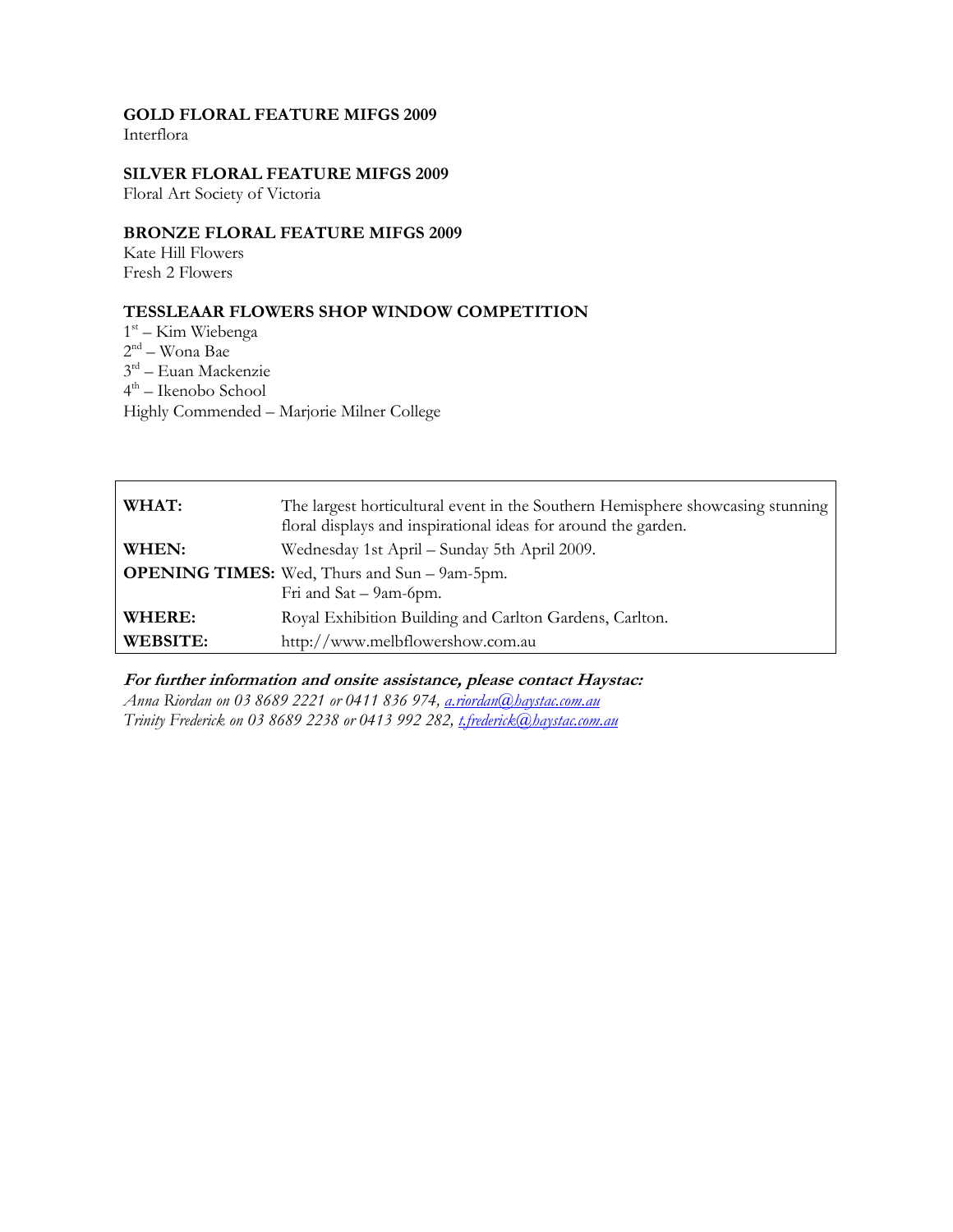**GOLD FLORAL FEATURE MIFGS 2009**
Interflora

**SILVER FLORAL FEATURE MIFGS 2009**
Floral Art Society of Victoria

**BRONZE FLORAL FEATURE MIFGS 2009**
Kate Hill Flowers
Fresh 2 Flowers

**TESSLEAAR FLOWERS SHOP WINDOW COMPETITION**
1st – Kim Wiebenga
2nd – Wona Bae
3rd – Euan Mackenzie
4th – Ikenobo School
Highly Commended – Marjorie Milner College

| | |
|---|---|
| **WHAT:** | The largest horticultural event in the Southern Hemisphere showcasing stunning floral displays and inspirational ideas for around the garden. |
| **WHEN:** | Wednesday 1st April – Sunday 5th April 2009. |
| **OPENING TIMES:** | Wed, Thurs and Sun – 9am-5pm.<br>Fri and Sat – 9am-6pm. |
| **WHERE:** | Royal Exhibition Building and Carlton Gardens, Carlton. |
| **WEBSITE:** | http://www.melbflowershow.com.au |

***For further information and onsite assistance, please contact Haystac:***
*Anna Riordan on 03 8689 2221 or 0411 836 974, a.riordan@haystac.com.au*
*Trinity Frederick on 03 8689 2238 or 0413 992 282, t.frederick@haystac.com.au*